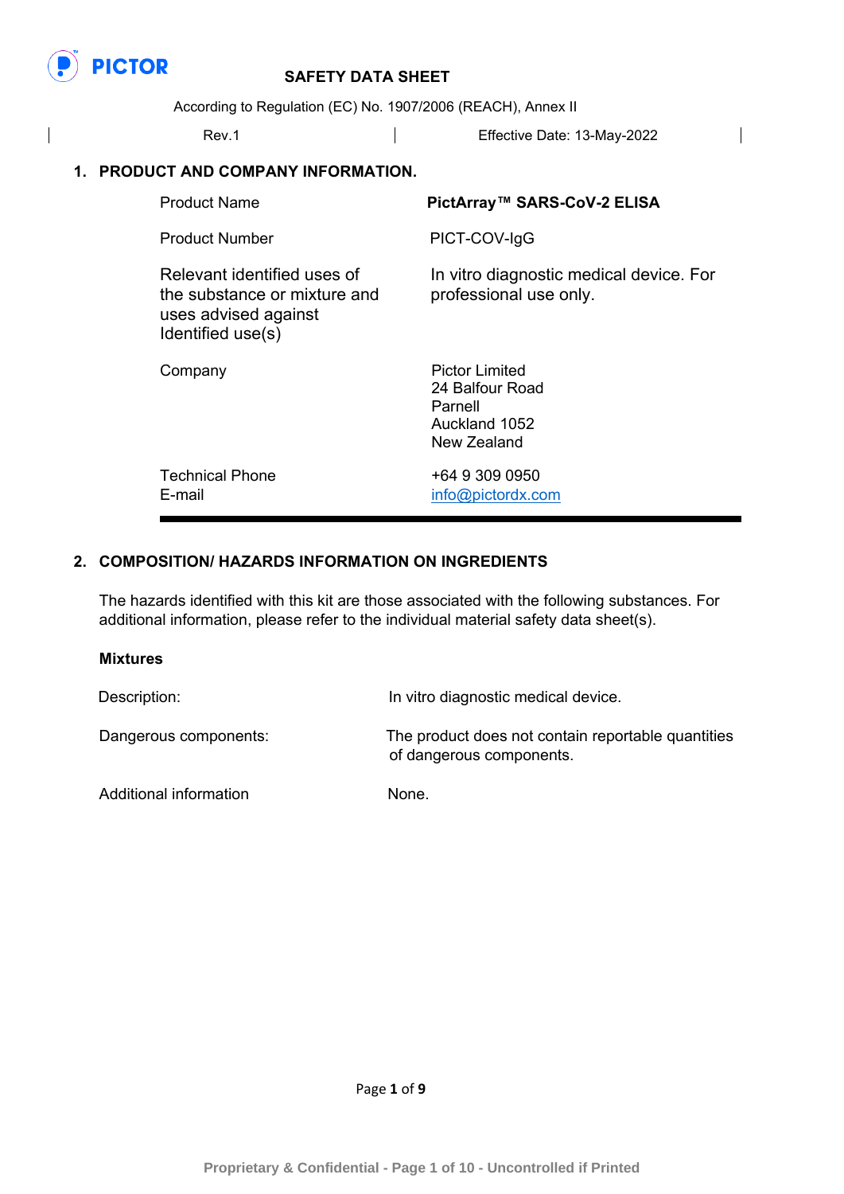PICTOR

# SAFETY DATA SHEET

According to Regulation (EC) No. 1907/2006 (REACH), Annex II

| Rev.1 | Effective Date: 13-May-2022 |
|---|---|

## 1. PRODUCT AND COMPANY INFORMATION.

| | |
|---|---|
| Product Name | **PictArray™ SARS-CoV-2 ELISA** |
| Product Number | PICT-COV-IgG |
| Relevant identified uses of the substance or mixture and uses advised against Identified use(s) | In vitro diagnostic medical device. For professional use only. |
| Company | Pictor Limited<br>24 Balfour Road<br>Parnell<br>Auckland 1052<br>New Zealand |
| Technical Phone<br>E-mail | +64 9 309 0950<br>info@pictordx.com |

## 2. COMPOSITION/ HAZARDS INFORMATION ON INGREDIENTS

The hazards identified with this kit are those associated with the following substances. For additional information, please refer to the individual material safety data sheet(s).

**Mixtures**

| | |
|---|---|
| Description: | In vitro diagnostic medical device. |
| Dangerous components: | The product does not contain reportable quantities of dangerous components. |
| Additional information | None. |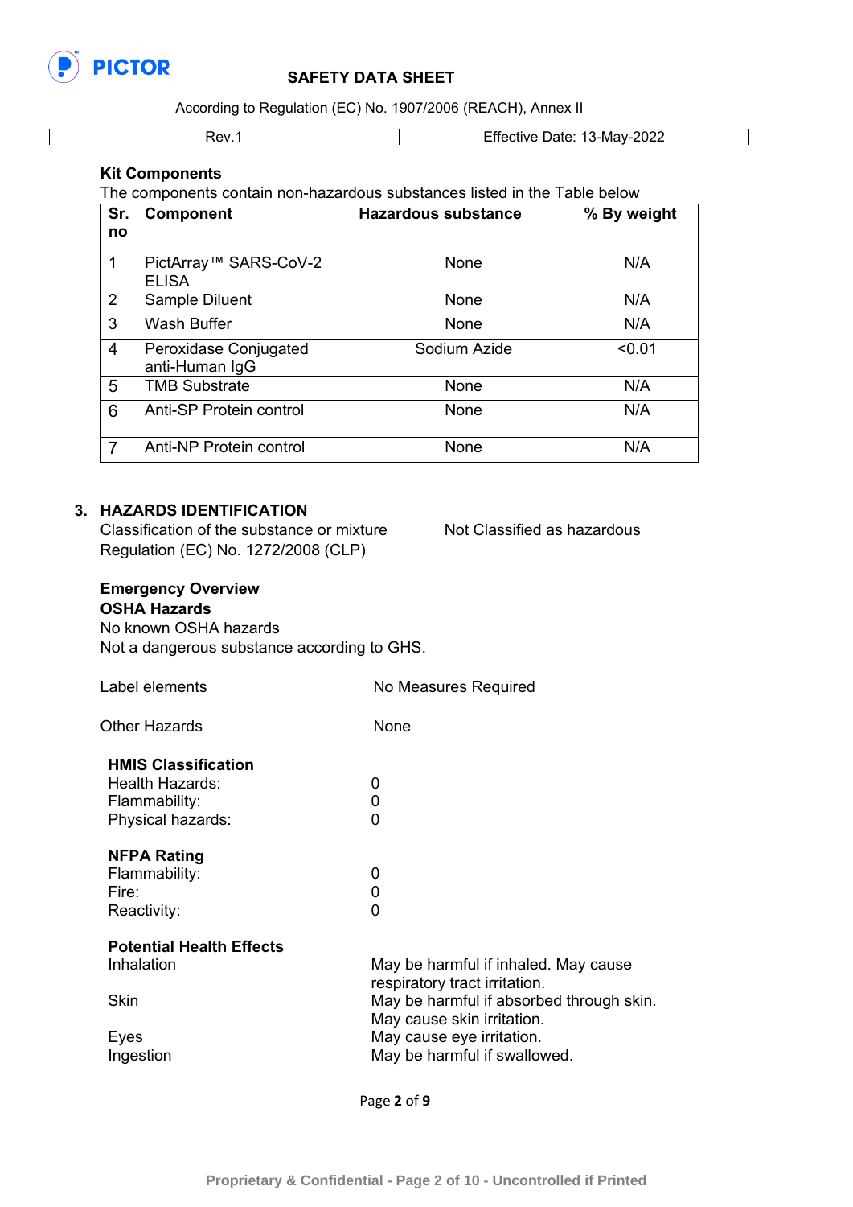### Kit Components

The components contain non-hazardous substances listed in the Table below

| Sr. no | Component | Hazardous substance | % By weight |
|---|---|---|---|
| 1 | PictArray™ SARS-CoV-2 ELISA | None | N/A |
| 2 | Sample Diluent | None | N/A |
| 3 | Wash Buffer | None | N/A |
| 4 | Peroxidase Conjugated anti-Human IgG | Sodium Azide | <0.01 |
| 5 | TMB Substrate | None | N/A |
| 6 | Anti-SP Protein control | None | N/A |
| 7 | Anti-NP Protein control | None | N/A |

## 3. HAZARDS IDENTIFICATION

Classification of the substance or mixture Regulation (EC) No. 1272/2008 (CLP) — Not Classified as hazardous

### Emergency Overview

**OSHA Hazards**

No known OSHA hazards

Not a dangerous substance according to GHS.

Label elements — No Measures Required

Other Hazards — None

**HMIS Classification**

Health Hazards: 0
Flammability: 0
Physical hazards: 0

**NFPA Rating**

Flammability: 0
Fire: 0
Reactivity: 0

**Potential Health Effects**

| | |
|---|---|
| Inhalation | May be harmful if inhaled. May cause respiratory tract irritation. |
| Skin | May be harmful if absorbed through skin. May cause skin irritation. |
| Eyes | May cause eye irritation. |
| Ingestion | May be harmful if swallowed. |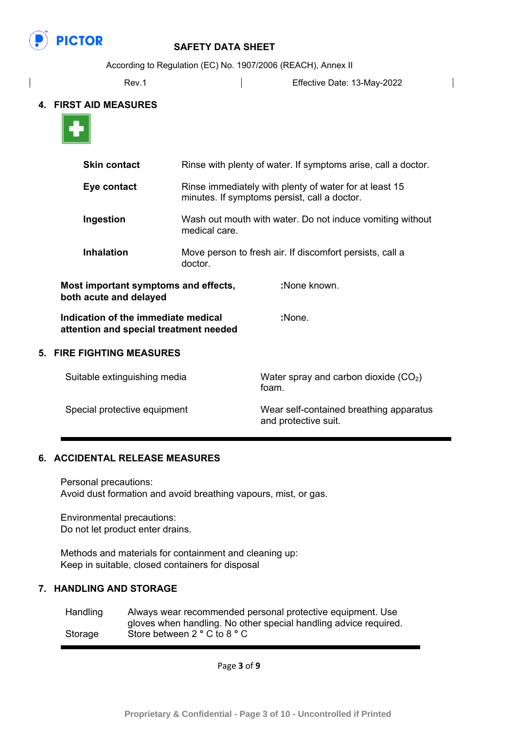## 4. FIRST AID MEASURES

| | |
|---|---|
| **Skin contact** | Rinse with plenty of water. If symptoms arise, call a doctor. |
| **Eye contact** | Rinse immediately with plenty of water for at least 15 minutes. If symptoms persist, call a doctor. |
| **Ingestion** | Wash out mouth with water. Do not induce vomiting without medical care. |
| **Inhalation** | Move person to fresh air. If discomfort persists, call a doctor. |

**Most important symptoms and effects, both acute and delayed** :None known.

**Indication of the immediate medical attention and special treatment needed** :None.

## 5. FIRE FIGHTING MEASURES

| | |
|---|---|
| Suitable extinguishing media | Water spray and carbon dioxide ($CO_2$) foam. |
| Special protective equipment | Wear self-contained breathing apparatus and protective suit. |

## 6. ACCIDENTAL RELEASE MEASURES

Personal precautions:
Avoid dust formation and avoid breathing vapours, mist, or gas.

Environmental precautions:
Do not let product enter drains.

Methods and materials for containment and cleaning up:
Keep in suitable, closed containers for disposal

## 7. HANDLING AND STORAGE

| | |
|---|---|
| Handling | Always wear recommended personal protective equipment. Use gloves when handling. No other special handling advice required. |
| Storage | Store between 2 ° C to 8 ° C |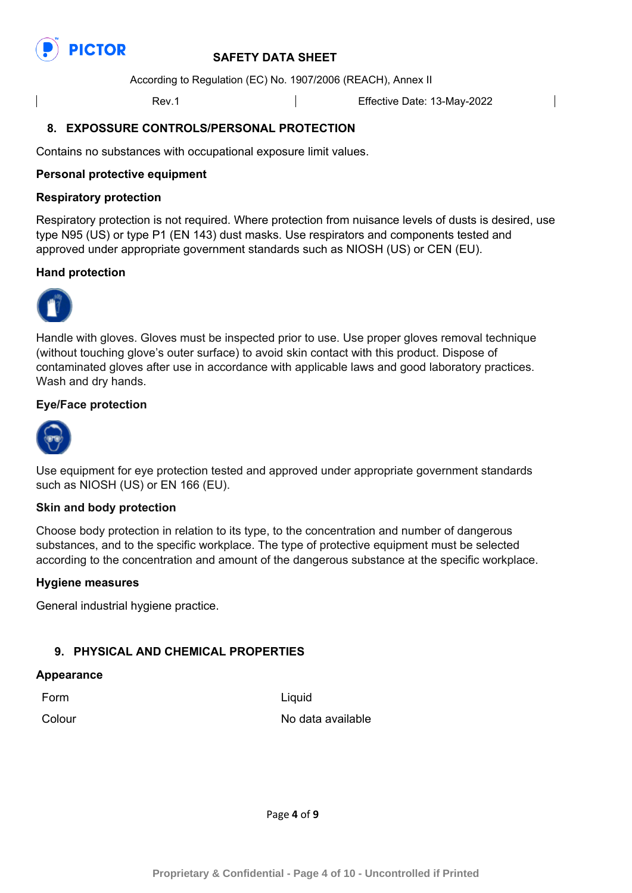## 8. EXPOSSURE CONTROLS/PERSONAL PROTECTION

Contains no substances with occupational exposure limit values.

**Personal protective equipment**

**Respiratory protection**

Respiratory protection is not required. Where protection from nuisance levels of dusts is desired, use type N95 (US) or type P1 (EN 143) dust masks. Use respirators and components tested and approved under appropriate government standards such as NIOSH (US) or CEN (EU).

**Hand protection**

Handle with gloves. Gloves must be inspected prior to use. Use proper gloves removal technique (without touching glove's outer surface) to avoid skin contact with this product. Dispose of contaminated gloves after use in accordance with applicable laws and good laboratory practices. Wash and dry hands.

**Eye/Face protection**

Use equipment for eye protection tested and approved under appropriate government standards such as NIOSH (US) or EN 166 (EU).

**Skin and body protection**

Choose body protection in relation to its type, to the concentration and number of dangerous substances, and to the specific workplace. The type of protective equipment must be selected according to the concentration and amount of the dangerous substance at the specific workplace.

**Hygiene measures**

General industrial hygiene practice.

## 9. PHYSICAL AND CHEMICAL PROPERTIES

**Appearance**

| | |
|---|---|
| Form | Liquid |
| Colour | No data available |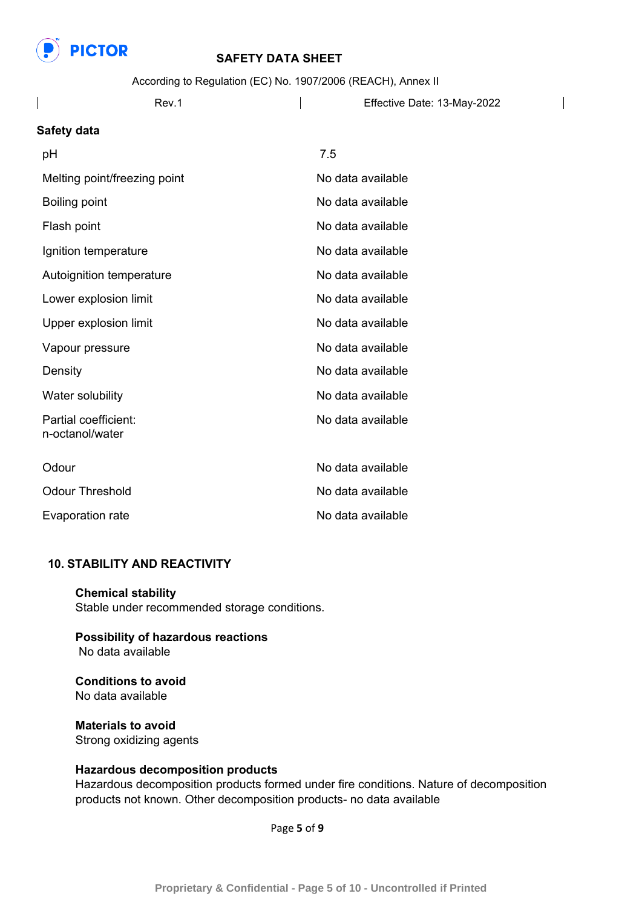**Safety data**

| | |
|---|---|
| pH | 7.5 |
| Melting point/freezing point | No data available |
| Boiling point | No data available |
| Flash point | No data available |
| Ignition temperature | No data available |
| Autoignition temperature | No data available |
| Lower explosion limit | No data available |
| Upper explosion limit | No data available |
| Vapour pressure | No data available |
| Density | No data available |
| Water solubility | No data available |
| Partial coefficient: n-octanol/water | No data available |
| Odour | No data available |
| Odour Threshold | No data available |
| Evaporation rate | No data available |

## 10. STABILITY AND REACTIVITY

**Chemical stability**
Stable under recommended storage conditions.

**Possibility of hazardous reactions**
No data available

**Conditions to avoid**
No data available

**Materials to avoid**
Strong oxidizing agents

**Hazardous decomposition products**
Hazardous decomposition products formed under fire conditions. Nature of decomposition products not known. Other decomposition products- no data available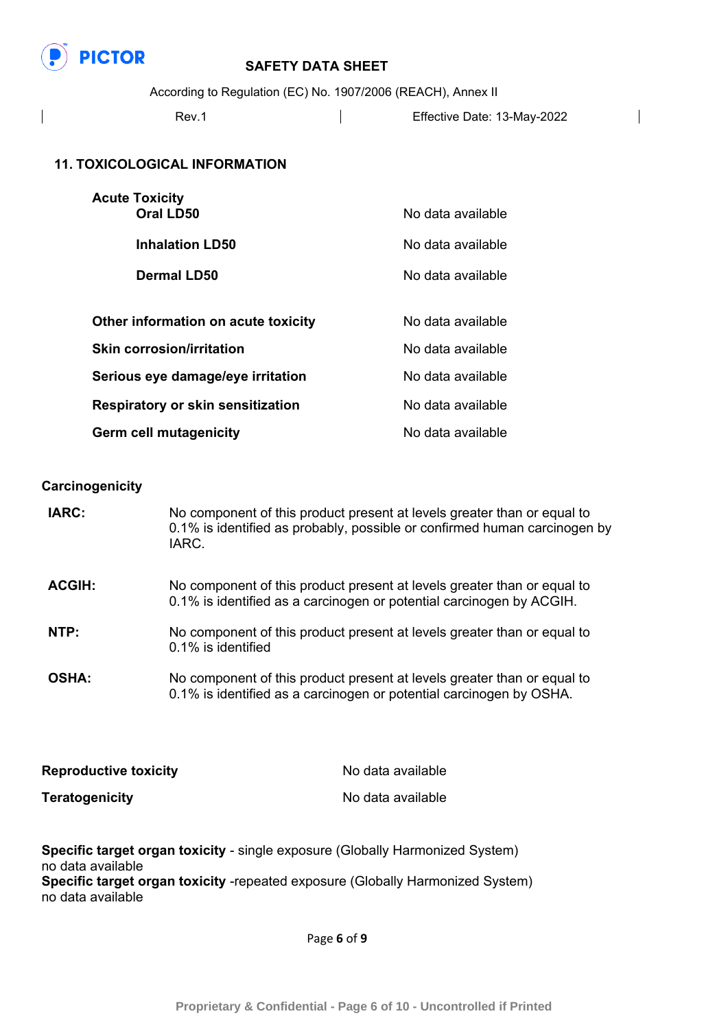## 11. TOXICOLOGICAL INFORMATION

**Acute Toxicity**

| | |
|---|---|
| **Oral LD50** | No data available |
| **Inhalation LD50** | No data available |
| **Dermal LD50** | No data available |

| | |
|---|---|
| **Other information on acute toxicity** | No data available |
| **Skin corrosion/irritation** | No data available |
| **Serious eye damage/eye irritation** | No data available |
| **Respiratory or skin sensitization** | No data available |
| **Germ cell mutagenicity** | No data available |

**Carcinogenicity**

| | |
|---|---|
| **IARC:** | No component of this product present at levels greater than or equal to 0.1% is identified as probably, possible or confirmed human carcinogen by IARC. |
| **ACGIH:** | No component of this product present at levels greater than or equal to 0.1% is identified as a carcinogen or potential carcinogen by ACGIH. |
| **NTP:** | No component of this product present at levels greater than or equal to 0.1% is identified |
| **OSHA:** | No component of this product present at levels greater than or equal to 0.1% is identified as a carcinogen or potential carcinogen by OSHA. |

| | |
|---|---|
| **Reproductive toxicity** | No data available |
| **Teratogenicity** | No data available |

**Specific target organ toxicity** - single exposure (Globally Harmonized System)
no data available
**Specific target organ toxicity** -repeated exposure (Globally Harmonized System)
no data available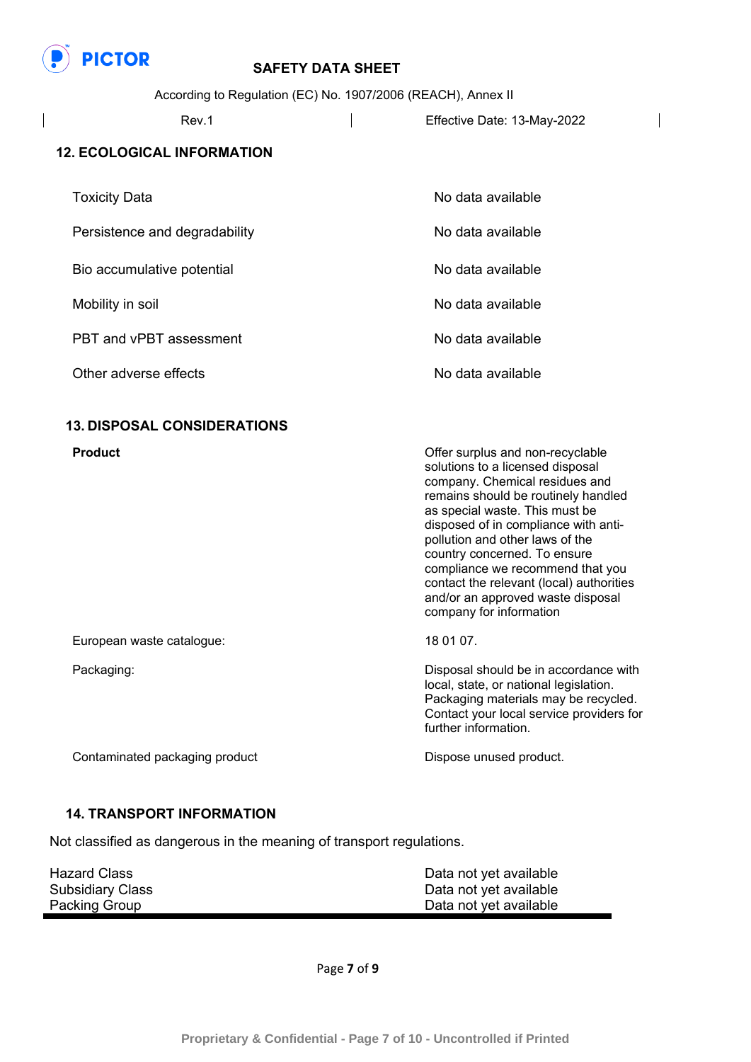## 12. ECOLOGICAL INFORMATION

| | |
|---|---|
| Toxicity Data | No data available |
| Persistence and degradability | No data available |
| Bio accumulative potential | No data available |
| Mobility in soil | No data available |
| PBT and vPBT assessment | No data available |
| Other adverse effects | No data available |

## 13. DISPOSAL CONSIDERATIONS

| | |
|---|---|
| **Product** | Offer surplus and non-recyclable solutions to a licensed disposal company. Chemical residues and remains should be routinely handled as special waste. This must be disposed of in compliance with anti-pollution and other laws of the country concerned. To ensure compliance we recommend that you contact the relevant (local) authorities and/or an approved waste disposal company for information |
| European waste catalogue: | 18 01 07. |
| Packaging: | Disposal should be in accordance with local, state, or national legislation. Packaging materials may be recycled. Contact your local service providers for further information. |
| Contaminated packaging product | Dispose unused product. |

## 14. TRANSPORT INFORMATION

Not classified as dangerous in the meaning of transport regulations.

| | |
|---|---|
| Hazard Class | Data not yet available |
| Subsidiary Class | Data not yet available |
| Packing Group | Data not yet available |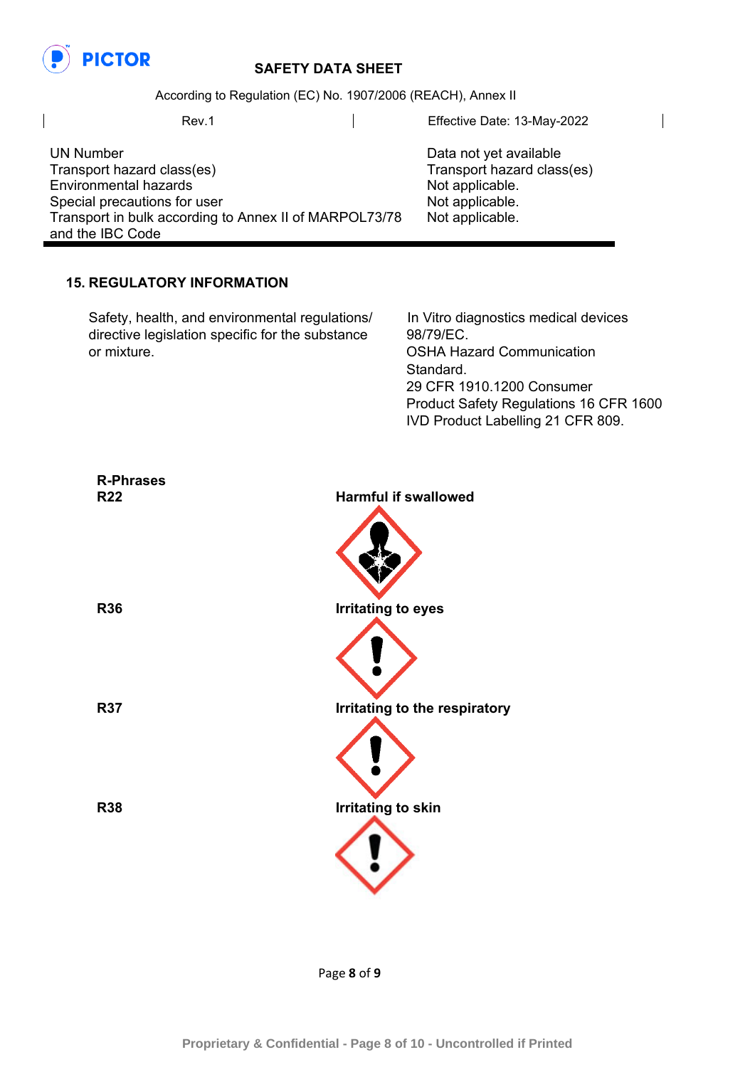| | |
|---|---|
| UN Number | Data not yet available |
| Transport hazard class(es) | Transport hazard class(es) |
| Environmental hazards | Not applicable. |
| Special precautions for user | Not applicable. |
| Transport in bulk according to Annex II of MARPOL73/78 and the IBC Code | Not applicable. |

## 15. REGULATORY INFORMATION

| | |
|---|---|
| Safety, health, and environmental regulations/ directive legislation specific for the substance or mixture. | In Vitro diagnostics medical devices 98/79/EC. OSHA Hazard Communication Standard. 29 CFR 1910.1200 Consumer Product Safety Regulations 16 CFR 1600 IVD Product Labelling 21 CFR 809. |

**R-Phrases**

| | |
|---|---|
| **R22** | **Harmful if swallowed** |
| **R36** | **Irritating to eyes** |
| **R37** | **Irritating to the respiratory** |
| **R38** | **Irritating to skin** |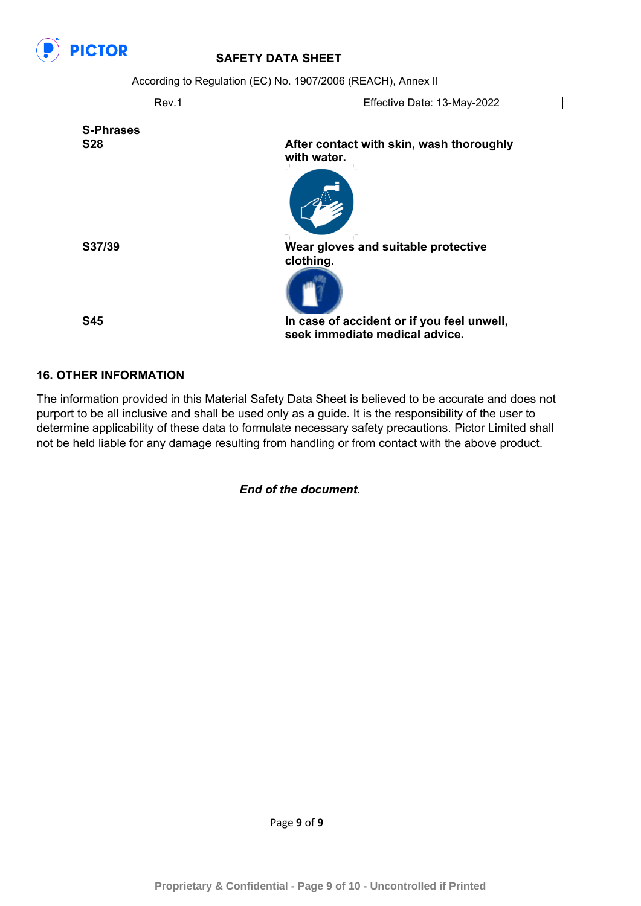**S-Phrases**

| | |
|---|---|
| **S28** | **After contact with skin, wash thoroughly with water.** |
| **S37/39** | **Wear gloves and suitable protective clothing.** |
| **S45** | **In case of accident or if you feel unwell, seek immediate medical advice.** |

## 16. OTHER INFORMATION

The information provided in this Material Safety Data Sheet is believed to be accurate and does not purport to be all inclusive and shall be used only as a guide. It is the responsibility of the user to determine applicability of these data to formulate necessary safety precautions. Pictor Limited shall not be held liable for any damage resulting from handling or from contact with the above product.

***End of the document.***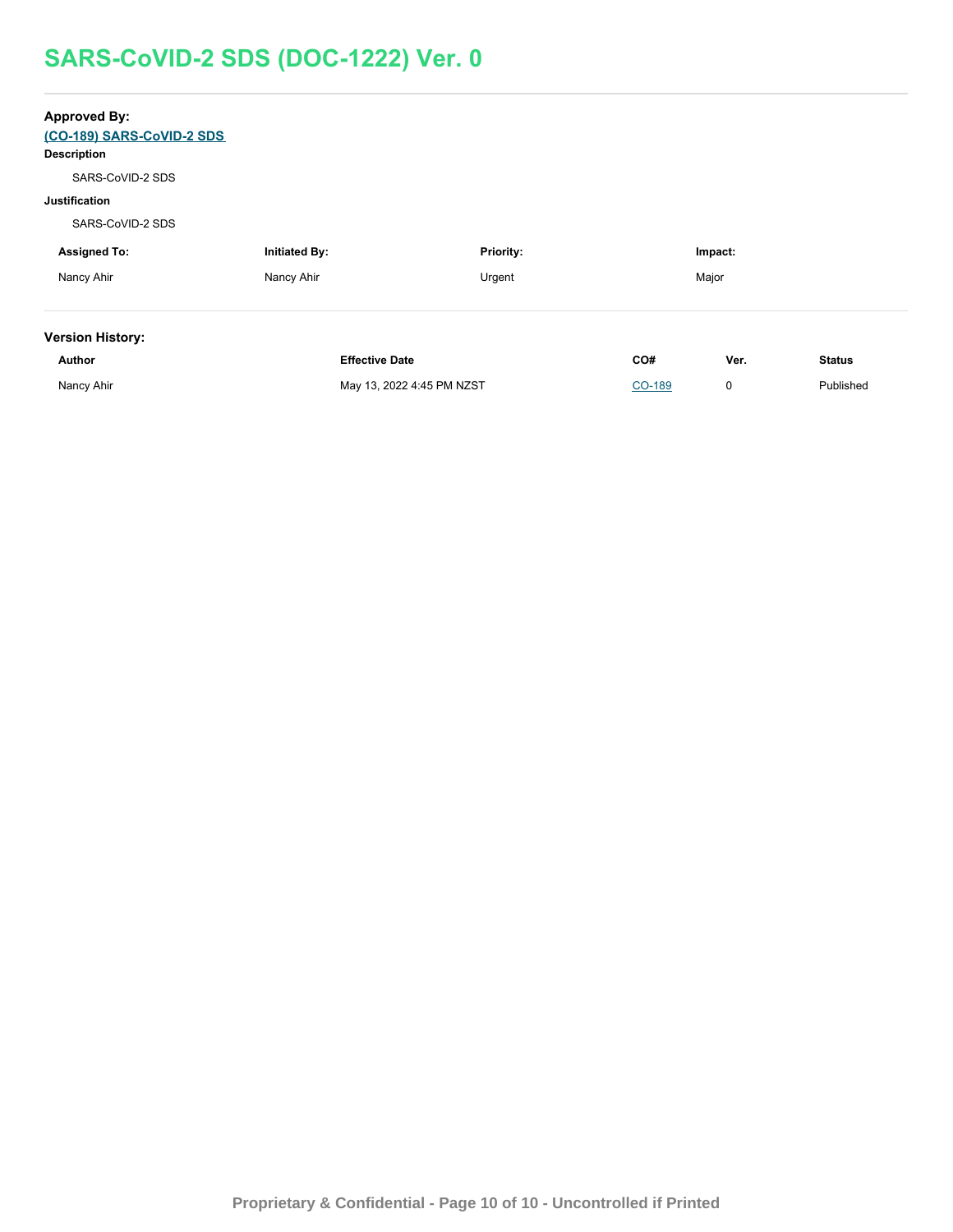# SARS-CoVID-2 SDS (DOC-1222) Ver. 0

**Approved By:**

**(CO-189) SARS-CoVID-2 SDS**

**Description**

SARS-CoVID-2 SDS

**Justification**

SARS-CoVID-2 SDS

| Assigned To: | Initiated By: | Priority: | Impact: |
|---|---|---|---|
| Nancy Ahir | Nancy Ahir | Urgent | Major |

**Version History:**

| Author | Effective Date | CO# | Ver. | Status |
|---|---|---|---|---|
| Nancy Ahir | May 13, 2022 4:45 PM NZST | CO-189 | 0 | Published |